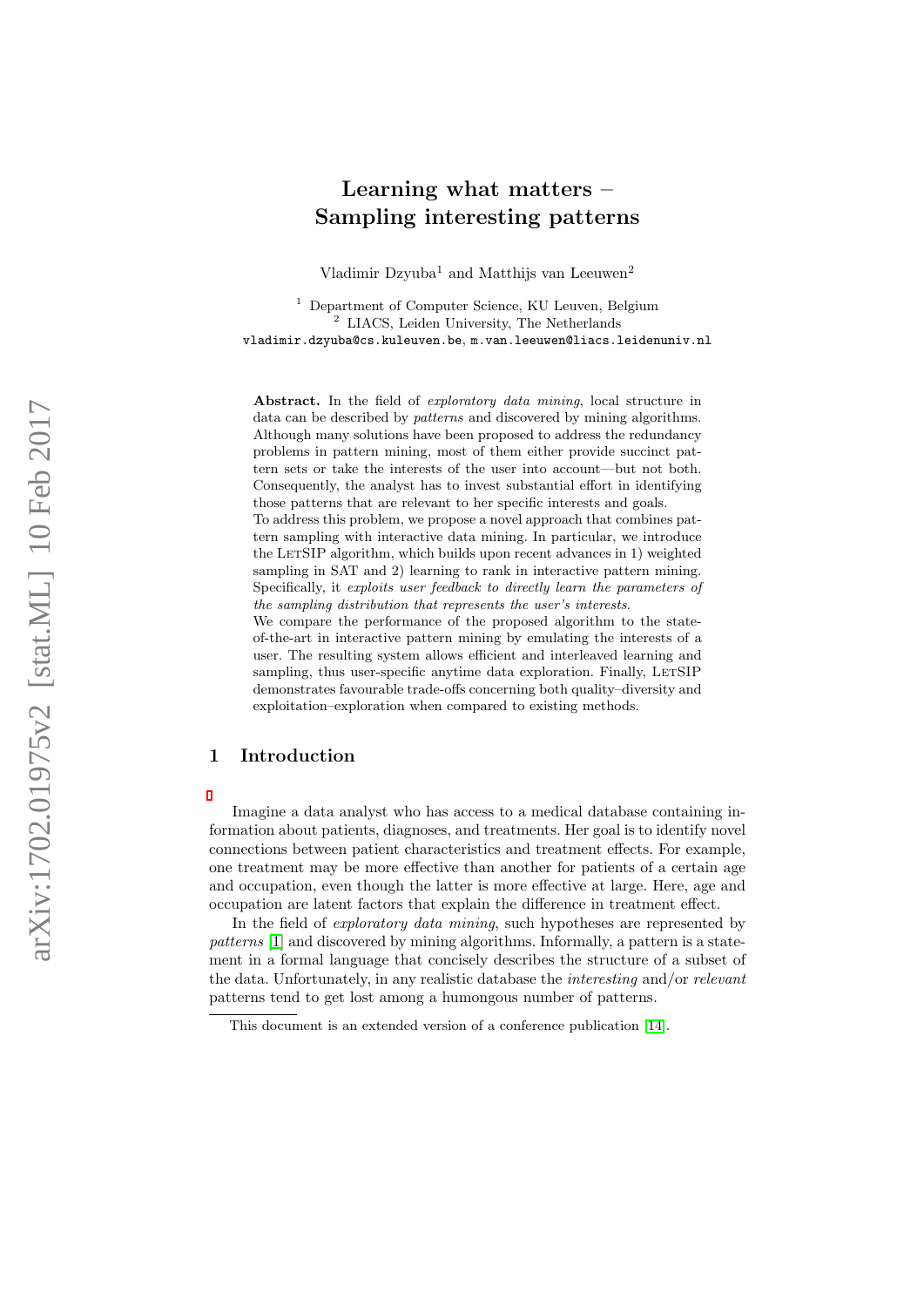# Learning what matters – Sampling interesting patterns

Vladimir Dzyuba[1] and Matthijs van Leeuwen[2]

[1] Department of Computer Science, KU Leuven, Belgium
[2] LIACS, Leiden University, The Netherlands
vladimir.dzyuba@cs.kuleuven.be, m.van.leeuwen@liacs.leidenuniv.nl

**Abstract.** In the field of *exploratory data mining*, local structure in data can be described by *patterns* and discovered by mining algorithms. Although many solutions have been proposed to address the redundancy problems in pattern mining, most of them either provide succinct pattern sets or take the interests of the user into account—but not both. Consequently, the analyst has to invest substantial effort in identifying those patterns that are relevant to her specific interests and goals.

To address this problem, we propose a novel approach that combines pattern sampling with interactive data mining. In particular, we introduce the LetSIP algorithm, which builds upon recent advances in 1) weighted sampling in SAT and 2) learning to rank in interactive pattern mining. Specifically, it *exploits user feedback to directly learn the parameters of the sampling distribution that represents the user's interests*.

We compare the performance of the proposed algorithm to the state-of-the-art in interactive pattern mining by emulating the interests of a user. The resulting system allows efficient and interleaved learning and sampling, thus user-specific anytime data exploration. Finally, LetSIP demonstrates favourable trade-offs concerning both quality–diversity and exploitation–exploration when compared to existing methods.

## 1 Introduction

Imagine a data analyst who has access to a medical database containing information about patients, diagnoses, and treatments. Her goal is to identify novel connections between patient characteristics and treatment effects. For example, one treatment may be more effective than another for patients of a certain age and occupation, even though the latter is more effective at large. Here, age and occupation are latent factors that explain the difference in treatment effect.

In the field of *exploratory data mining*, such hypotheses are represented by *patterns* [1] and discovered by mining algorithms. Informally, a pattern is a statement in a formal language that concisely describes the structure of a subset of the data. Unfortunately, in any realistic database the *interesting* and/or *relevant* patterns tend to get lost among a humongous number of patterns.

This document is an extended version of a conference publication [14].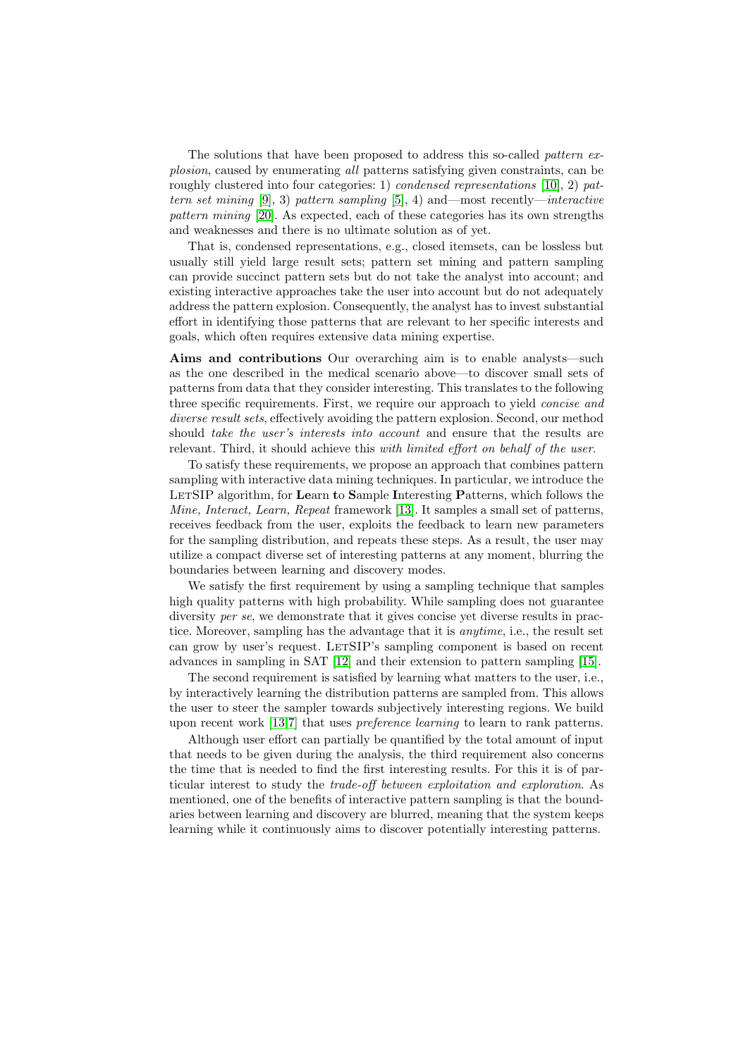The solutions that have been proposed to address this so-called *pattern explosion*, caused by enumerating *all* patterns satisfying given constraints, can be roughly clustered into four categories: 1) *condensed representations* [10], 2) *pattern set mining* [9], 3) *pattern sampling* [5], 4) and—most recently—*interactive pattern mining* [20]. As expected, each of these categories has its own strengths and weaknesses and there is no ultimate solution as of yet.

That is, condensed representations, e.g., closed itemsets, can be lossless but usually still yield large result sets; pattern set mining and pattern sampling can provide succinct pattern sets but do not take the analyst into account; and existing interactive approaches take the user into account but do not adequately address the pattern explosion. Consequently, the analyst has to invest substantial effort in identifying those patterns that are relevant to her specific interests and goals, which often requires extensive data mining expertise.

**Aims and contributions** Our overarching aim is to enable analysts—such as the one described in the medical scenario above—to discover small sets of patterns from data that they consider interesting. This translates to the following three specific requirements. First, we require our approach to yield *concise and diverse result sets*, effectively avoiding the pattern explosion. Second, our method should *take the user's interests into account* and ensure that the results are relevant. Third, it should achieve this *with limited effort on behalf of the user*.

To satisfy these requirements, we propose an approach that combines pattern sampling with interactive data mining techniques. In particular, we introduce the LetSIP algorithm, for **Le**arn **t**o **S**ample **I**nteresting **P**atterns, which follows the *Mine, Interact, Learn, Repeat* framework [13]. It samples a small set of patterns, receives feedback from the user, exploits the feedback to learn new parameters for the sampling distribution, and repeats these steps. As a result, the user may utilize a compact diverse set of interesting patterns at any moment, blurring the boundaries between learning and discovery modes.

We satisfy the first requirement by using a sampling technique that samples high quality patterns with high probability. While sampling does not guarantee diversity *per se*, we demonstrate that it gives concise yet diverse results in practice. Moreover, sampling has the advantage that it is *anytime*, i.e., the result set can grow by user's request. LetSIP's sampling component is based on recent advances in sampling in SAT [12] and their extension to pattern sampling [15].

The second requirement is satisfied by learning what matters to the user, i.e., by interactively learning the distribution patterns are sampled from. This allows the user to steer the sampler towards subjectively interesting regions. We build upon recent work [13,7] that uses *preference learning* to learn to rank patterns.

Although user effort can partially be quantified by the total amount of input that needs to be given during the analysis, the third requirement also concerns the time that is needed to find the first interesting results. For this it is of particular interest to study the *trade-off between exploitation and exploration*. As mentioned, one of the benefits of interactive pattern sampling is that the boundaries between learning and discovery are blurred, meaning that the system keeps learning while it continuously aims to discover potentially interesting patterns.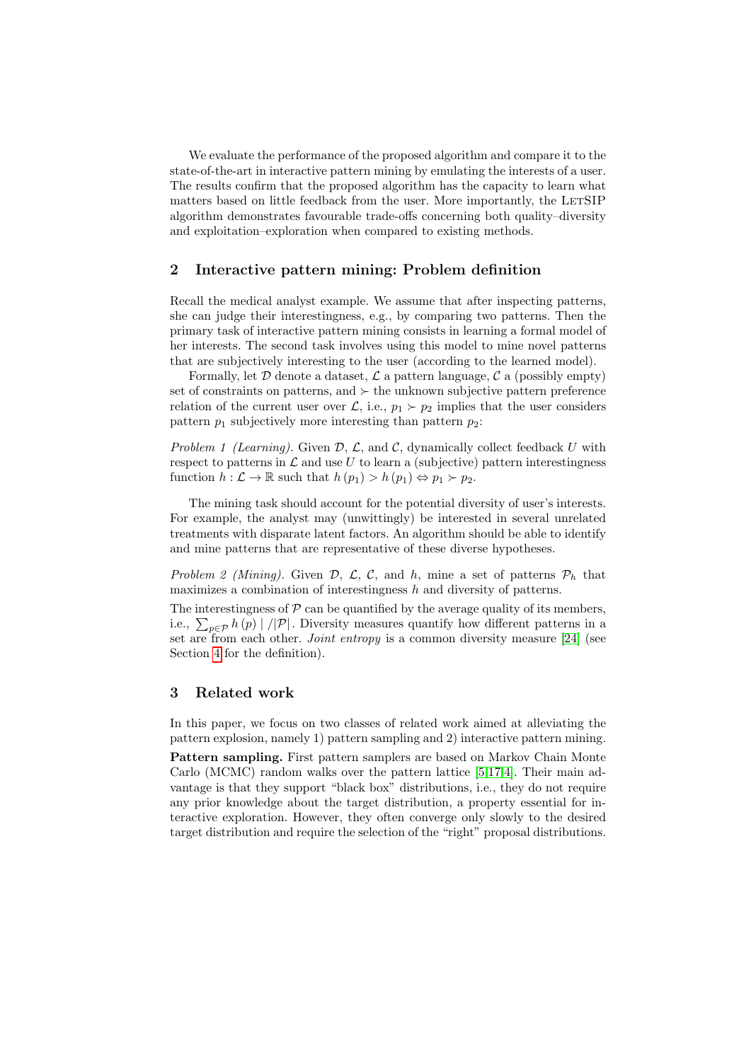We evaluate the performance of the proposed algorithm and compare it to the state-of-the-art in interactive pattern mining by emulating the interests of a user. The results confirm that the proposed algorithm has the capacity to learn what matters based on little feedback from the user. More importantly, the LetSIP algorithm demonstrates favourable trade-offs concerning both quality–diversity and exploitation–exploration when compared to existing methods.

## 2 Interactive pattern mining: Problem definition

Recall the medical analyst example. We assume that after inspecting patterns, she can judge their interestingness, e.g., by comparing two patterns. Then the primary task of interactive pattern mining consists in learning a formal model of her interests. The second task involves using this model to mine novel patterns that are subjectively interesting to the user (according to the learned model).

Formally, let $\mathcal{D}$ denote a dataset, $\mathcal{L}$ a pattern language, $\mathcal{C}$ a (possibly empty) set of constraints on patterns, and $\succ$ the unknown subjective pattern preference relation of the current user over $\mathcal{L}$, i.e., $p_1 \succ p_2$ implies that the user considers pattern $p_1$ subjectively more interesting than pattern $p_2$:

*Problem 1 (Learning).* Given $\mathcal{D}$, $\mathcal{L}$, and $\mathcal{C}$, dynamically collect feedback $U$ with respect to patterns in $\mathcal{L}$ and use $U$ to learn a (subjective) pattern interestingness function $h : \mathcal{L} \to \mathbb{R}$ such that $h(p_1) > h(p_1) \Leftrightarrow p_1 \succ p_2$.

The mining task should account for the potential diversity of user's interests. For example, the analyst may (unwittingly) be interested in several unrelated treatments with disparate latent factors. An algorithm should be able to identify and mine patterns that are representative of these diverse hypotheses.

*Problem 2 (Mining).* Given $\mathcal{D}$, $\mathcal{L}$, $\mathcal{C}$, and $h$, mine a set of patterns $\mathcal{P}_h$ that maximizes a combination of interestingness $h$ and diversity of patterns.

The interestingness of $\mathcal{P}$ can be quantified by the average quality of its members, i.e., $\sum_{p \in \mathcal{P}} h(p) \mid / |\mathcal{P}|$. Diversity measures quantify how different patterns in a set are from each other. *Joint entropy* is a common diversity measure [24] (see Section 4 for the definition).

## 3 Related work

In this paper, we focus on two classes of related work aimed at alleviating the pattern explosion, namely 1) pattern sampling and 2) interactive pattern mining.

**Pattern sampling.** First pattern samplers are based on Markov Chain Monte Carlo (MCMC) random walks over the pattern lattice [5,17,4]. Their main advantage is that they support "black box" distributions, i.e., they do not require any prior knowledge about the target distribution, a property essential for interactive exploration. However, they often converge only slowly to the desired target distribution and require the selection of the "right" proposal distributions.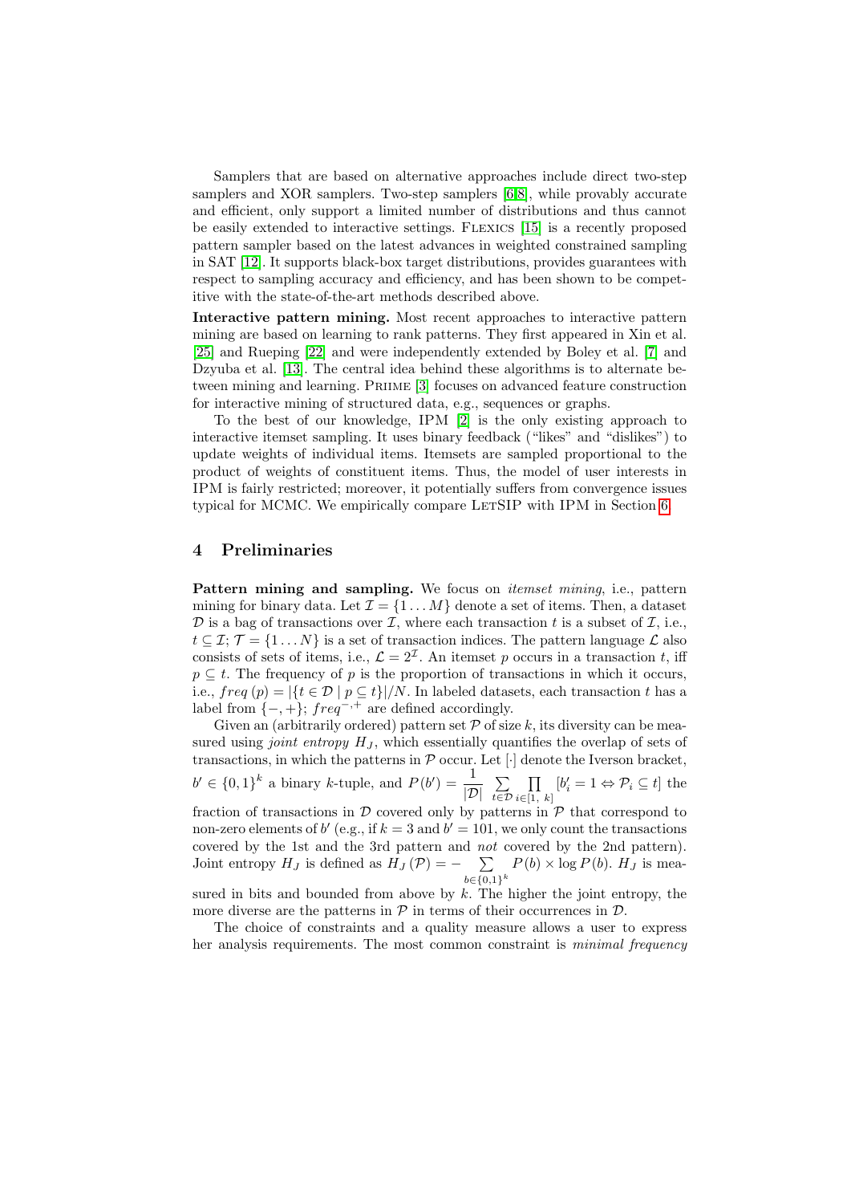Samplers that are based on alternative approaches include direct two-step samplers and XOR samplers. Two-step samplers [6,8], while provably accurate and efficient, only support a limited number of distributions and thus cannot be easily extended to interactive settings. Flexics [15] is a recently proposed pattern sampler based on the latest advances in weighted constrained sampling in SAT [12]. It supports black-box target distributions, provides guarantees with respect to sampling accuracy and efficiency, and has been shown to be competitive with the state-of-the-art methods described above.

**Interactive pattern mining.** Most recent approaches to interactive pattern mining are based on learning to rank patterns. They first appeared in Xin et al. [25] and Rueping [22] and were independently extended by Boley et al. [7] and Dzyuba et al. [13]. The central idea behind these algorithms is to alternate between mining and learning. Priime [3] focuses on advanced feature construction for interactive mining of structured data, e.g., sequences or graphs.

To the best of our knowledge, IPM [2] is the only existing approach to interactive itemset sampling. It uses binary feedback ("likes" and "dislikes") to update weights of individual items. Itemsets are sampled proportional to the product of weights of constituent items. Thus, the model of user interests in IPM is fairly restricted; moreover, it potentially suffers from convergence issues typical for MCMC. We empirically compare LetSIP with IPM in Section 6.

## 4 Preliminaries

**Pattern mining and sampling.** We focus on *itemset mining*, i.e., pattern mining for binary data. Let $\mathcal{I} = \{1 \dots M\}$ denote a set of items. Then, a dataset $\mathcal{D}$ is a bag of transactions over $\mathcal{I}$, where each transaction $t$ is a subset of $\mathcal{I}$, i.e., $t \subseteq \mathcal{I}$; $\mathcal{T} = \{1 \dots N\}$ is a set of transaction indices. The pattern language $\mathcal{L}$ also consists of sets of items, i.e., $\mathcal{L} = 2^{\mathcal{I}}$. An itemset $p$ occurs in a transaction $t$, iff $p \subseteq t$. The frequency of $p$ is the proportion of transactions in which it occurs, i.e., $freq\,(p) = |\{t \in \mathcal{D} \mid p \subseteq t\}|/N$. In labeled datasets, each transaction $t$ has a label from $\{-, +\}$; $freq^{-,+}$ are defined accordingly.

Given an (arbitrarily ordered) pattern set $\mathcal{P}$ of size $k$, its diversity can be measured using *joint entropy* $H_J$, which essentially quantifies the overlap of sets of transactions, in which the patterns in $\mathcal{P}$ occur. Let $[\cdot]$ denote the Iverson bracket, $b' \in \{0,1\}^k$ a binary $k$-tuple, and $P(b') = \dfrac{1}{|\mathcal{D}|} \sum\limits_{t \in \mathcal{D}} \prod\limits_{i \in [1,\ k]} [b'_i = 1 \Leftrightarrow \mathcal{P}_i \subseteq t]$ the fraction of transactions in $\mathcal{D}$ covered only by patterns in $\mathcal{P}$ that correspond to non-zero elements of $b'$ (e.g., if $k = 3$ and $b' = 101$, we only count the transactions covered by the 1st and the 3rd pattern and *not* covered by the 2nd pattern). Joint entropy $H_J$ is defined as $H_J\,(\mathcal{P}) = - \sum\limits_{b \in \{0,1\}^k} P(b) \times \log P(b)$. $H_J$ is measured in bits and bounded from above by $k$. The higher the joint entropy, the more diverse are the patterns in $\mathcal{P}$ in terms of their occurrences in $\mathcal{D}$.

The choice of constraints and a quality measure allows a user to express her analysis requirements. The most common constraint is *minimal frequency*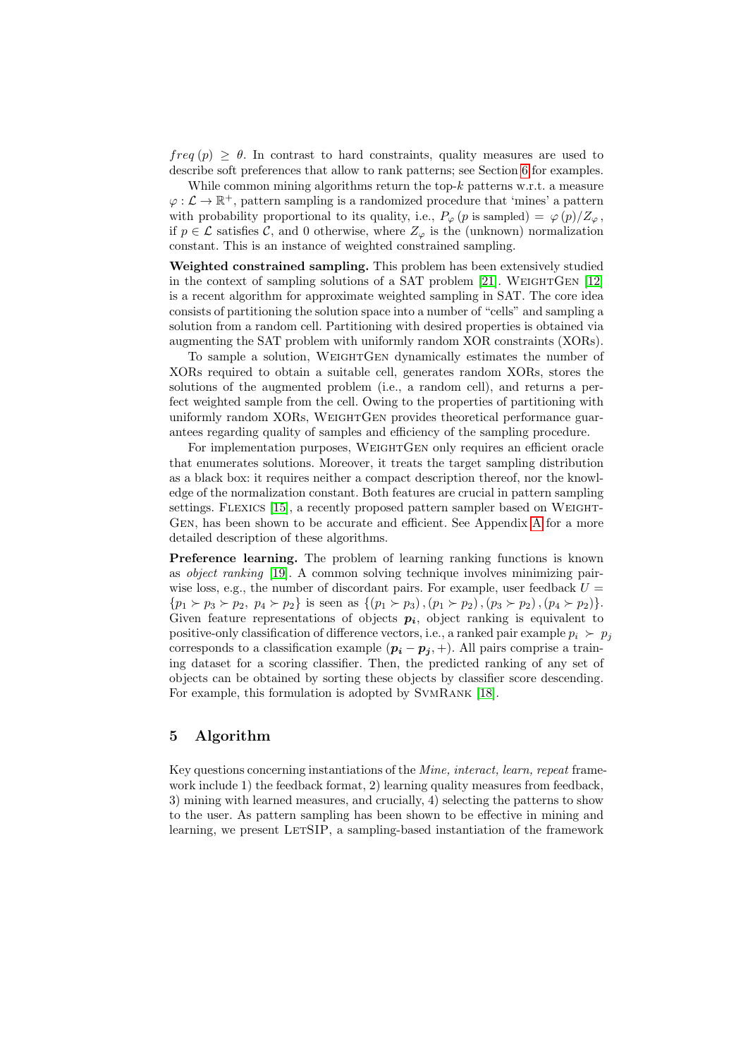$freq(p) \geq \theta$. In contrast to hard constraints, quality measures are used to describe soft preferences that allow to rank patterns; see Section 6 for examples.

While common mining algorithms return the top-$k$ patterns w.r.t. a measure $\varphi : \mathcal{L} \to \mathbb{R}^+$, pattern sampling is a randomized procedure that 'mines' a pattern with probability proportional to its quality, i.e., $P_\varphi(p \text{ is sampled}) = \varphi(p)/Z_\varphi$, if $p \in \mathcal{L}$ satisfies $\mathcal{C}$, and 0 otherwise, where $Z_\varphi$ is the (unknown) normalization constant. This is an instance of weighted constrained sampling.

**Weighted constrained sampling.** This problem has been extensively studied in the context of sampling solutions of a SAT problem [21]. WeightGen [12] is a recent algorithm for approximate weighted sampling in SAT. The core idea consists of partitioning the solution space into a number of "cells" and sampling a solution from a random cell. Partitioning with desired properties is obtained via augmenting the SAT problem with uniformly random XOR constraints (XORs).

To sample a solution, WeightGen dynamically estimates the number of XORs required to obtain a suitable cell, generates random XORs, stores the solutions of the augmented problem (i.e., a random cell), and returns a perfect weighted sample from the cell. Owing to the properties of partitioning with uniformly random XORs, WeightGen provides theoretical performance guarantees regarding quality of samples and efficiency of the sampling procedure.

For implementation purposes, WeightGen only requires an efficient oracle that enumerates solutions. Moreover, it treats the target sampling distribution as a black box: it requires neither a compact description thereof, nor the knowledge of the normalization constant. Both features are crucial in pattern sampling settings. Flexics [15], a recently proposed pattern sampler based on WeightGen, has been shown to be accurate and efficient. See Appendix A for a more detailed description of these algorithms.

**Preference learning.** The problem of learning ranking functions is known as *object ranking* [19]. A common solving technique involves minimizing pairwise loss, e.g., the number of discordant pairs. For example, user feedback $U = \{p_1 \succ p_3 \succ p_2,\ p_4 \succ p_2\}$ is seen as $\{(p_1 \succ p_3), (p_1 \succ p_2), (p_3 \succ p_2), (p_4 \succ p_2)\}$. Given feature representations of objects $\boldsymbol{p_i}$, object ranking is equivalent to positive-only classification of difference vectors, i.e., a ranked pair example $p_i \succ p_j$ corresponds to a classification example $(\boldsymbol{p_i} - \boldsymbol{p_j}, +)$. All pairs comprise a training dataset for a scoring classifier. Then, the predicted ranking of any set of objects can be obtained by sorting these objects by classifier score descending. For example, this formulation is adopted by SvmRank [18].

## 5 Algorithm

Key questions concerning instantiations of the *Mine, interact, learn, repeat* framework include 1) the feedback format, 2) learning quality measures from feedback, 3) mining with learned measures, and crucially, 4) selecting the patterns to show to the user. As pattern sampling has been shown to be effective in mining and learning, we present LetSIP, a sampling-based instantiation of the framework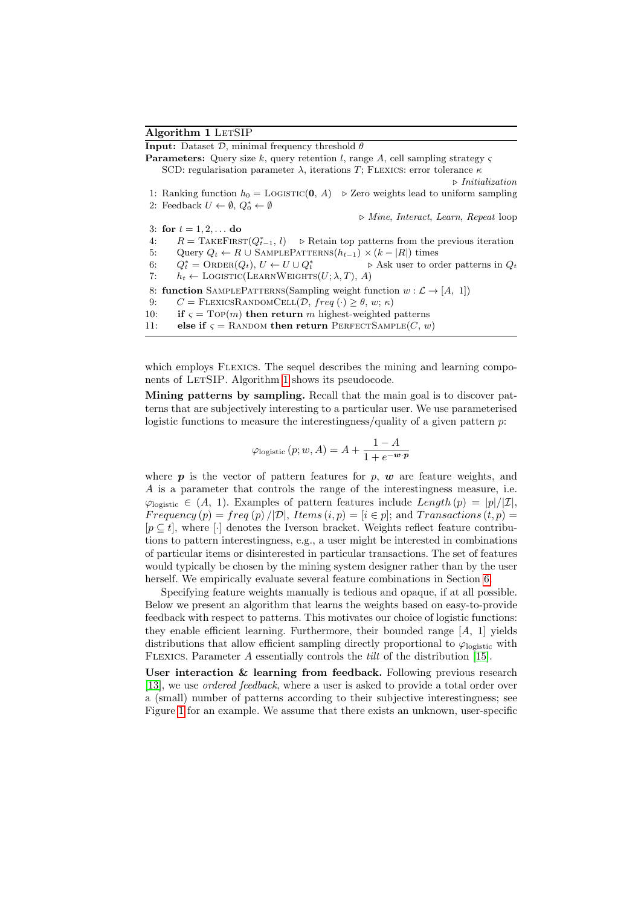**Algorithm 1** LetSIP

**Input:** Dataset $\mathcal{D}$, minimal frequency threshold $\theta$

**Parameters:** Query size $k$, query retention $l$, range $A$, cell sampling strategy $\varsigma$
SCD: regularisation parameter $\lambda$, iterations $T$; Flexics: error tolerance $\kappa$

```
                                                                    ▷ Initialization
 1: Ranking function h_0 = Logistic(0, A)   ▷ Zero weights lead to uniform sampling
 2: Feedback U ← ∅, Q*_0 ← ∅
                                                  ▷ Mine, Interact, Learn, Repeat loop
 3: for t = 1, 2, ... do
 4:     R = TakeFirst(Q*_{t−1}, l)    ▷ Retain top patterns from the previous iteration
 5:     Query Q_t ← R ∪ SamplePatterns(h_{t−1}) × (k − |R|) times
 6:     Q*_t = Order(Q_t), U ← U ∪ Q*_t              ▷ Ask user to order patterns in Q_t
 7:     h_t ← Logistic(LearnWeights(U; λ, T), A)
 8: function SamplePatterns(Sampling weight function w : L → [A, 1])
 9:     C = FlexicsRandomCell(D, freq(·) ≥ θ, w; κ)
10:     if ς = Top(m) then return m highest-weighted patterns
11:     else if ς = Random then return PerfectSample(C, w)
```

which employs Flexics. The sequel describes the mining and learning components of LetSIP. Algorithm 1 shows its pseudocode.

**Mining patterns by sampling.** Recall that the main goal is to discover patterns that are subjectively interesting to a particular user. We use parameterised logistic functions to measure the interestingness/quality of a given pattern $p$:

$$\varphi_{\text{logistic}}(p; w, A) = A + \frac{1-A}{1+e^{-\boldsymbol{w}\cdot\boldsymbol{p}}}$$

where $\boldsymbol{p}$ is the vector of pattern features for $p$, $\boldsymbol{w}$ are feature weights, and $A$ is a parameter that controls the range of the interestingness measure, i.e. $\varphi_{\text{logistic}} \in (A, 1)$. Examples of pattern features include $\mathit{Length}(p) = |p|/|\mathcal{I}|$, $\mathit{Frequency}(p) = \mathit{freq}(p)/|\mathcal{D}|$, $\mathit{Items}(i, p) = [i \in p]$; and $\mathit{Transactions}(t, p) = [p \subseteq t]$, where $[\cdot]$ denotes the Iverson bracket. Weights reflect feature contributions to pattern interestingness, e.g., a user might be interested in combinations of particular items or disinterested in particular transactions. The set of features would typically be chosen by the mining system designer rather than by the user herself. We empirically evaluate several feature combinations in Section 6.

Specifying feature weights manually is tedious and opaque, if at all possible. Below we present an algorithm that learns the weights based on easy-to-provide feedback with respect to patterns. This motivates our choice of logistic functions: they enable efficient learning. Furthermore, their bounded range $[A, 1]$ yields distributions that allow efficient sampling directly proportional to $\varphi_{\text{logistic}}$ with Flexics. Parameter $A$ essentially controls the *tilt* of the distribution [15].

**User interaction & learning from feedback.** Following previous research [13], we use *ordered feedback*, where a user is asked to provide a total order over a (small) number of patterns according to their subjective interestingness; see Figure 1 for an example. We assume that there exists an unknown, user-specific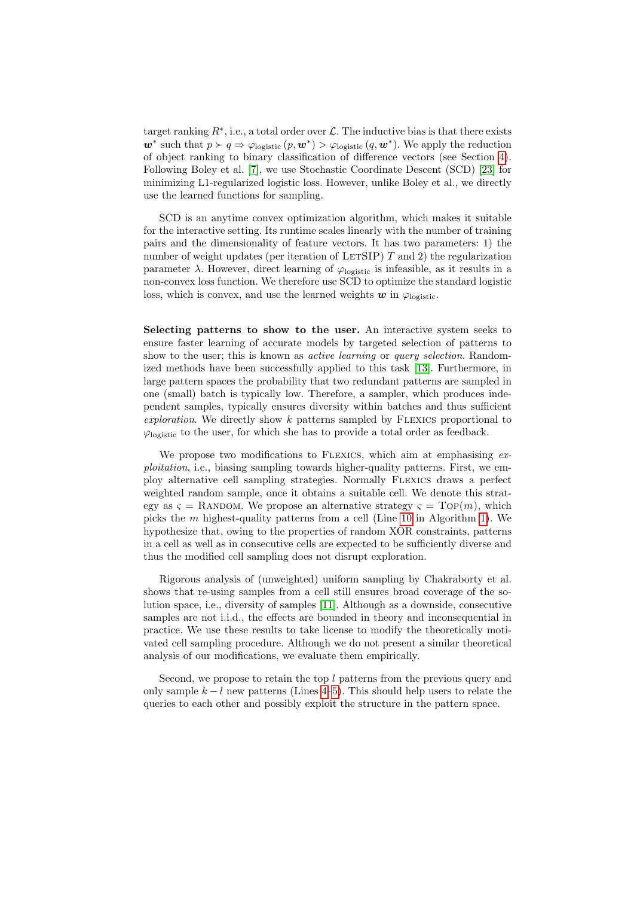target ranking $R^*$, i.e., a total order over $\mathcal{L}$. The inductive bias is that there exists $\boldsymbol{w}^*$ such that $p \succ q \Rightarrow \varphi_{\text{logistic}}(p, \boldsymbol{w}^*) > \varphi_{\text{logistic}}(q, \boldsymbol{w}^*)$. We apply the reduction of object ranking to binary classification of difference vectors (see Section 4). Following Boley et al. [7], we use Stochastic Coordinate Descent (SCD) [23] for minimizing L1-regularized logistic loss. However, unlike Boley et al., we directly use the learned functions for sampling.

SCD is an anytime convex optimization algorithm, which makes it suitable for the interactive setting. Its runtime scales linearly with the number of training pairs and the dimensionality of feature vectors. It has two parameters: 1) the number of weight updates (per iteration of LetSIP) $T$ and 2) the regularization parameter $\lambda$. However, direct learning of $\varphi_{\text{logistic}}$ is infeasible, as it results in a non-convex loss function. We therefore use SCD to optimize the standard logistic loss, which is convex, and use the learned weights $\boldsymbol{w}$ in $\varphi_{\text{logistic}}$.

**Selecting patterns to show to the user.** An interactive system seeks to ensure faster learning of accurate models by targeted selection of patterns to show to the user; this is known as *active learning* or *query selection*. Randomized methods have been successfully applied to this task [13]. Furthermore, in large pattern spaces the probability that two redundant patterns are sampled in one (small) batch is typically low. Therefore, a sampler, which produces independent samples, typically ensures diversity within batches and thus sufficient *exploration*. We directly show $k$ patterns sampled by Flexics proportional to $\varphi_{\text{logistic}}$ to the user, for which she has to provide a total order as feedback.

We propose two modifications to Flexics, which aim at emphasising *exploitation*, i.e., biasing sampling towards higher-quality patterns. First, we employ alternative cell sampling strategies. Normally Flexics draws a perfect weighted random sample, once it obtains a suitable cell. We denote this strategy as $\varsigma$ = Random. We propose an alternative strategy $\varsigma$ = Top($m$), which picks the $m$ highest-quality patterns from a cell (Line 10 in Algorithm 1). We hypothesize that, owing to the properties of random XOR constraints, patterns in a cell as well as in consecutive cells are expected to be sufficiently diverse and thus the modified cell sampling does not disrupt exploration.

Rigorous analysis of (unweighted) uniform sampling by Chakraborty et al. shows that re-using samples from a cell still ensures broad coverage of the solution space, i.e., diversity of samples [11]. Although as a downside, consecutive samples are not i.i.d., the effects are bounded in theory and inconsequential in practice. We use these results to take license to modify the theoretically motivated cell sampling procedure. Although we do not present a similar theoretical analysis of our modifications, we evaluate them empirically.

Second, we propose to retain the top $l$ patterns from the previous query and only sample $k - l$ new patterns (Lines 4–5). This should help users to relate the queries to each other and possibly exploit the structure in the pattern space.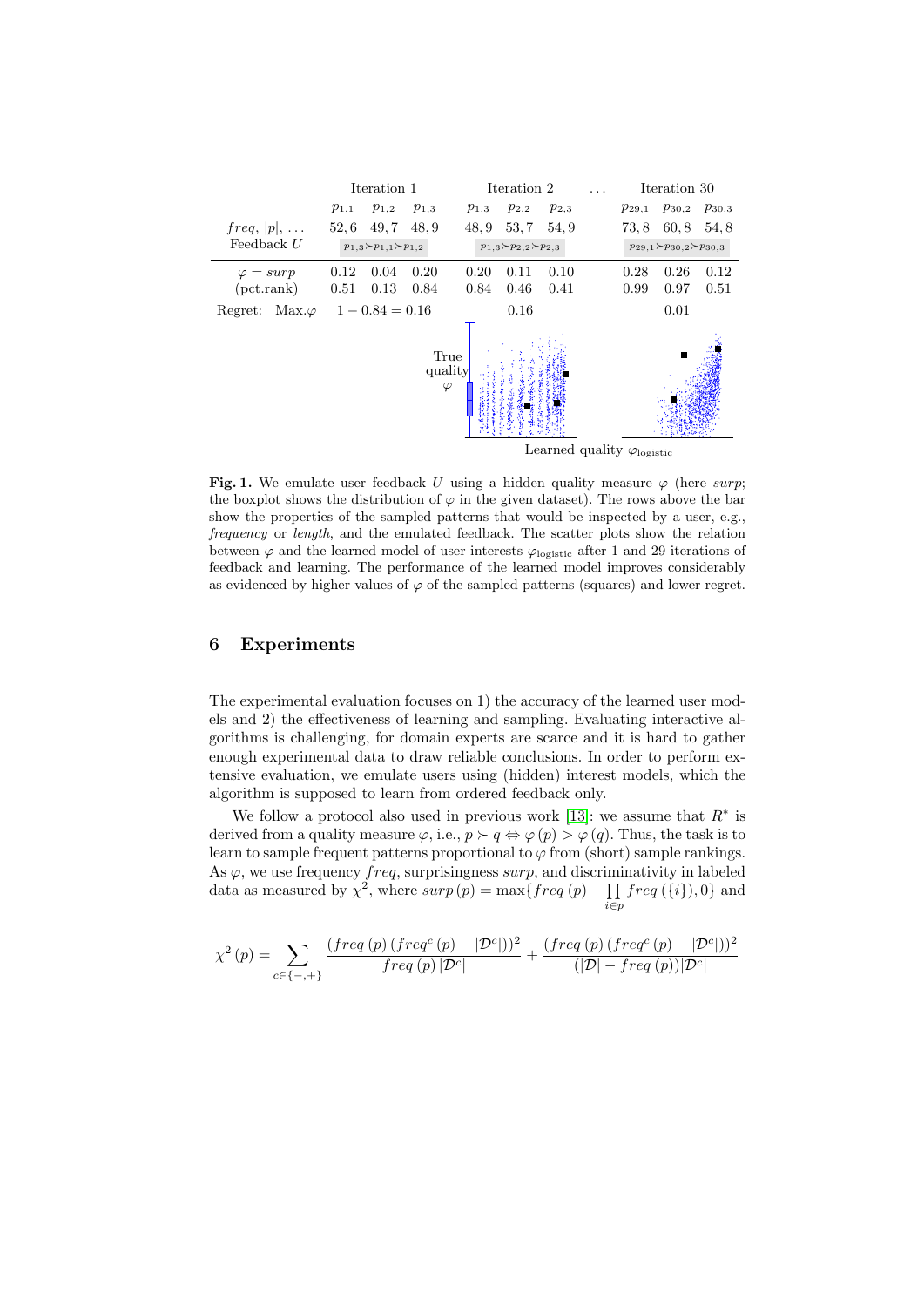| | Iteration 1 | | | Iteration 2 | | | … | Iteration 30 | | |
|---|---|---|---|---|---|---|---|---|---|---|
| | $p_{1,1}$ | $p_{1,2}$ | $p_{1,3}$ | $p_{1,3}$ | $p_{2,2}$ | $p_{2,3}$ | | $p_{29,1}$ | $p_{30,2}$ | $p_{30,3}$ |
| $freq$, $\lvert p \rvert$, … | 52, 6 | 49, 7 | 48, 9 | 48, 9 | 53, 7 | 54, 9 | | 73, 8 | 60, 8 | 54, 8 |
| Feedback $U$ | $p_{1,3} \succ p_{1,1} \succ p_{1,2}$ | | | $p_{1,3} \succ p_{2,2} \succ p_{2,3}$ | | | | $p_{29,1} \succ p_{30,2} \succ p_{30,3}$ | | |
| $\varphi = surp$ | 0.12 | 0.04 | 0.20 | 0.20 | 0.11 | 0.10 | | 0.28 | 0.26 | 0.12 |
| (pct.rank) | 0.51 | 0.13 | 0.84 | 0.84 | 0.46 | 0.41 | | 0.99 | 0.97 | 0.51 |
| Regret: Max.$\varphi$ | $1 - 0.84 = 0.16$ | | | 0.16 | | | | 0.01 | | |

True quality $\varphi$ — Learned quality $\varphi_{\text{logistic}}$

**Fig. 1.** We emulate user feedback $U$ using a hidden quality measure $\varphi$ (here *surp*; the boxplot shows the distribution of $\varphi$ in the given dataset). The rows above the bar show the properties of the sampled patterns that would be inspected by a user, e.g., *frequency* or *length*, and the emulated feedback. The scatter plots show the relation between $\varphi$ and the learned model of user interests $\varphi_{\text{logistic}}$ after 1 and 29 iterations of feedback and learning. The performance of the learned model improves considerably as evidenced by higher values of $\varphi$ of the sampled patterns (squares) and lower regret.

## 6 Experiments

The experimental evaluation focuses on 1) the accuracy of the learned user models and 2) the effectiveness of learning and sampling. Evaluating interactive algorithms is challenging, for domain experts are scarce and it is hard to gather enough experimental data to draw reliable conclusions. In order to perform extensive evaluation, we emulate users using (hidden) interest models, which the algorithm is supposed to learn from ordered feedback only.

We follow a protocol also used in previous work [13]: we assume that $R^*$ is derived from a quality measure $\varphi$, i.e., $p \succ q \Leftrightarrow \varphi(p) > \varphi(q)$. Thus, the task is to learn to sample frequent patterns proportional to $\varphi$ from (short) sample rankings. As $\varphi$, we use frequency $freq$, surprisingness $surp$, and discriminativity in labeled data as measured by $\chi^2$, where $surp(p) = \max\{freq(p) - \prod_{i \in p} freq(\{i\}), 0\}$ and

$$\chi^2(p) = \sum_{c \in \{-,+\}} \frac{(freq(p)(freq^c(p) - |\mathcal{D}^c|))^2}{freq(p)|\mathcal{D}^c|} + \frac{(freq(p)(freq^c(p) - |\mathcal{D}^c|))^2}{(|\mathcal{D}| - freq(p))|\mathcal{D}^c|}$$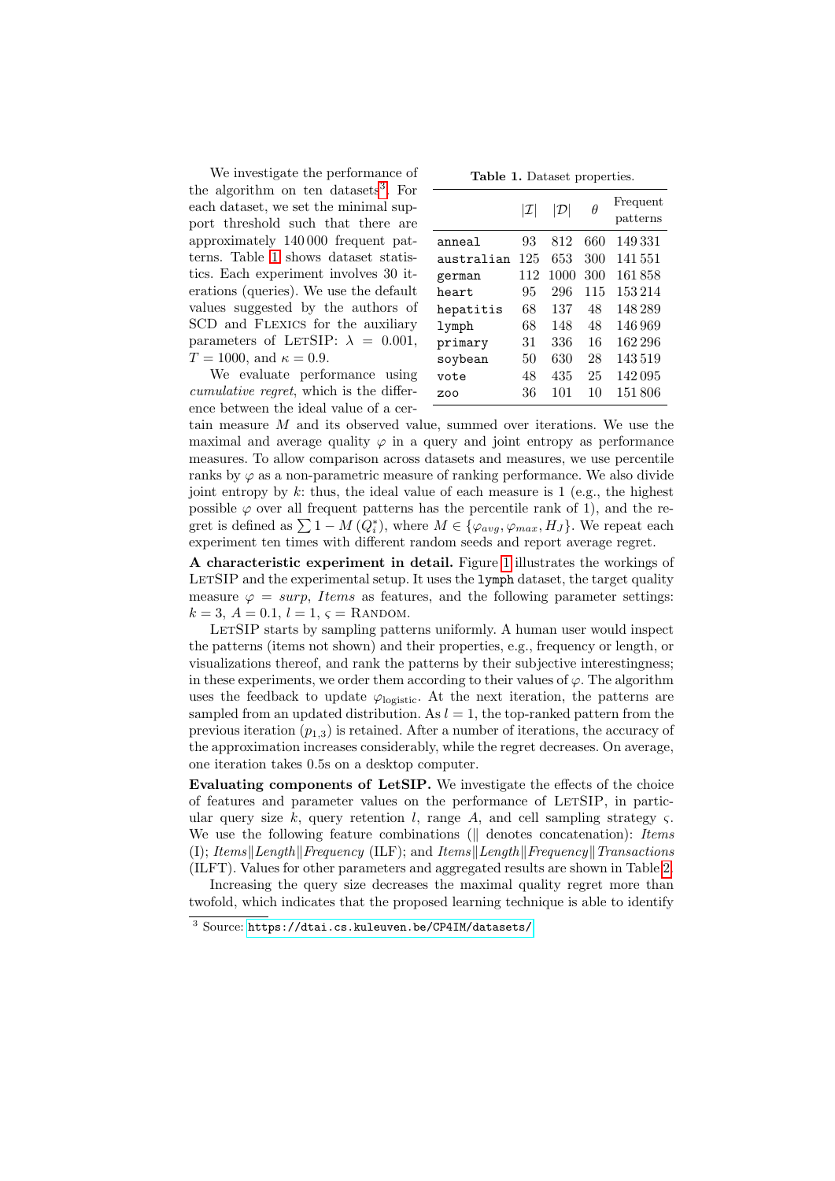We investigate the performance of the algorithm on ten datasets[3]. For each dataset, we set the minimal support threshold such that there are approximately 140 000 frequent patterns. Table 1 shows dataset statistics. Each experiment involves 30 iterations (queries). We use the default values suggested by the authors of SCD and Flexics for the auxiliary parameters of LetSIP: $\lambda = 0.001$, $T = 1000$, and $\kappa = 0.9$.

**Table 1.** Dataset properties.

| | $\lvert\mathcal{I}\rvert$ | $\lvert\mathcal{D}\rvert$ | $\theta$ | Frequent patterns |
|---|---|---|---|---|
| `anneal` | 93 | 812 | 660 | 149 331 |
| `australian` | 125 | 653 | 300 | 141 551 |
| `german` | 112 | 1000 | 300 | 161 858 |
| `heart` | 95 | 296 | 115 | 153 214 |
| `hepatitis` | 68 | 137 | 48 | 148 289 |
| `lymph` | 68 | 148 | 48 | 146 969 |
| `primary` | 31 | 336 | 16 | 162 296 |
| `soybean` | 50 | 630 | 28 | 143 519 |
| `vote` | 48 | 435 | 25 | 142 095 |
| `zoo` | 36 | 101 | 10 | 151 806 |

We evaluate performance using *cumulative regret*, which is the difference between the ideal value of a certain measure $M$ and its observed value, summed over iterations. We use the maximal and average quality $\varphi$ in a query and joint entropy as performance measures. To allow comparison across datasets and measures, we use percentile ranks by $\varphi$ as a non-parametric measure of ranking performance. We also divide joint entropy by $k$: thus, the ideal value of each measure is 1 (e.g., the highest possible $\varphi$ over all frequent patterns has the percentile rank of 1), and the regret is defined as $\sum 1 - M\left(Q_i^*\right)$, where $M \in \{\varphi_{avg}, \varphi_{max}, H_J\}$. We repeat each experiment ten times with different random seeds and report average regret.

**A characteristic experiment in detail.** Figure 1 illustrates the workings of LetSIP and the experimental setup. It uses the `lymph` dataset, the target quality measure $\varphi = surp$, *Items* as features, and the following parameter settings: $k = 3$, $A = 0.1$, $l = 1$, $\varsigma =$ Random.

LetSIP starts by sampling patterns uniformly. A human user would inspect the patterns (items not shown) and their properties, e.g., frequency or length, or visualizations thereof, and rank the patterns by their subjective interestingness; in these experiments, we order them according to their values of $\varphi$. The algorithm uses the feedback to update $\varphi_{\text{logistic}}$. At the next iteration, the patterns are sampled from an updated distribution. As $l = 1$, the top-ranked pattern from the previous iteration ($p_{1,3}$) is retained. After a number of iterations, the accuracy of the approximation increases considerably, while the regret decreases. On average, one iteration takes 0.5s on a desktop computer.

**Evaluating components of LetSIP.** We investigate the effects of the choice of features and parameter values on the performance of LetSIP, in particular query size $k$, query retention $l$, range $A$, and cell sampling strategy $\varsigma$. We use the following feature combinations (‖ denotes concatenation): *Items* (I); *Items*‖*Length*‖*Frequency* (ILF); and *Items*‖*Length*‖*Frequency*‖*Transactions* (ILFT). Values for other parameters and aggregated results are shown in Table 2.

Increasing the query size decreases the maximal quality regret more than twofold, which indicates that the proposed learning technique is able to identify

[3] Source: https://dtai.cs.kuleuven.be/CP4IM/datasets/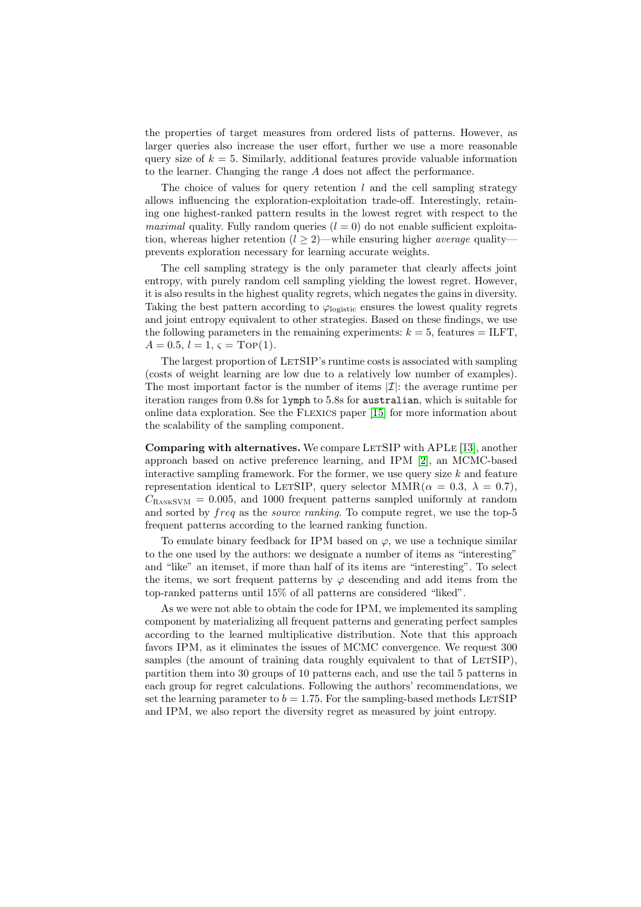the properties of target measures from ordered lists of patterns. However, as larger queries also increase the user effort, further we use a more reasonable query size of $k = 5$. Similarly, additional features provide valuable information to the learner. Changing the range $A$ does not affect the performance.

The choice of values for query retention $l$ and the cell sampling strategy allows influencing the exploration-exploitation trade-off. Interestingly, retaining one highest-ranked pattern results in the lowest regret with respect to the *maximal* quality. Fully random queries ($l = 0$) do not enable sufficient exploitation, whereas higher retention ($l \geq 2$)—while ensuring higher *average* quality—prevents exploration necessary for learning accurate weights.

The cell sampling strategy is the only parameter that clearly affects joint entropy, with purely random cell sampling yielding the lowest regret. However, it is also results in the highest quality regrets, which negates the gains in diversity. Taking the best pattern according to $\varphi_{\text{logistic}}$ ensures the lowest quality regrets and joint entropy equivalent to other strategies. Based on these findings, we use the following parameters in the remaining experiments: $k = 5$, features = ILFT, $A = 0.5$, $l = 1$, $\varsigma = \text{Top}(1)$.

The largest proportion of LetSIP's runtime costs is associated with sampling (costs of weight learning are low due to a relatively low number of examples). The most important factor is the number of items $|\mathcal{I}|$: the average runtime per iteration ranges from 0.8s for `lymph` to 5.8s for `australian`, which is suitable for online data exploration. See the Flexics paper [15] for more information about the scalability of the sampling component.

**Comparing with alternatives.** We compare LetSIP with APLe [13], another approach based on active preference learning, and IPM [2], an MCMC-based interactive sampling framework. For the former, we use query size $k$ and feature representation identical to LetSIP, query selector MMR($\alpha = 0.3$, $\lambda = 0.7$), $C_{\text{RankSVM}} = 0.005$, and 1000 frequent patterns sampled uniformly at random and sorted by $freq$ as the *source ranking*. To compute regret, we use the top-5 frequent patterns according to the learned ranking function.

To emulate binary feedback for IPM based on $\varphi$, we use a technique similar to the one used by the authors: we designate a number of items as "interesting" and "like" an itemset, if more than half of its items are "interesting". To select the items, we sort frequent patterns by $\varphi$ descending and add items from the top-ranked patterns until 15% of all patterns are considered "liked".

As we were not able to obtain the code for IPM, we implemented its sampling component by materializing all frequent patterns and generating perfect samples according to the learned multiplicative distribution. Note that this approach favors IPM, as it eliminates the issues of MCMC convergence. We request 300 samples (the amount of training data roughly equivalent to that of LetSIP), partition them into 30 groups of 10 patterns each, and use the tail 5 patterns in each group for regret calculations. Following the authors' recommendations, we set the learning parameter to $b = 1.75$. For the sampling-based methods LetSIP and IPM, we also report the diversity regret as measured by joint entropy.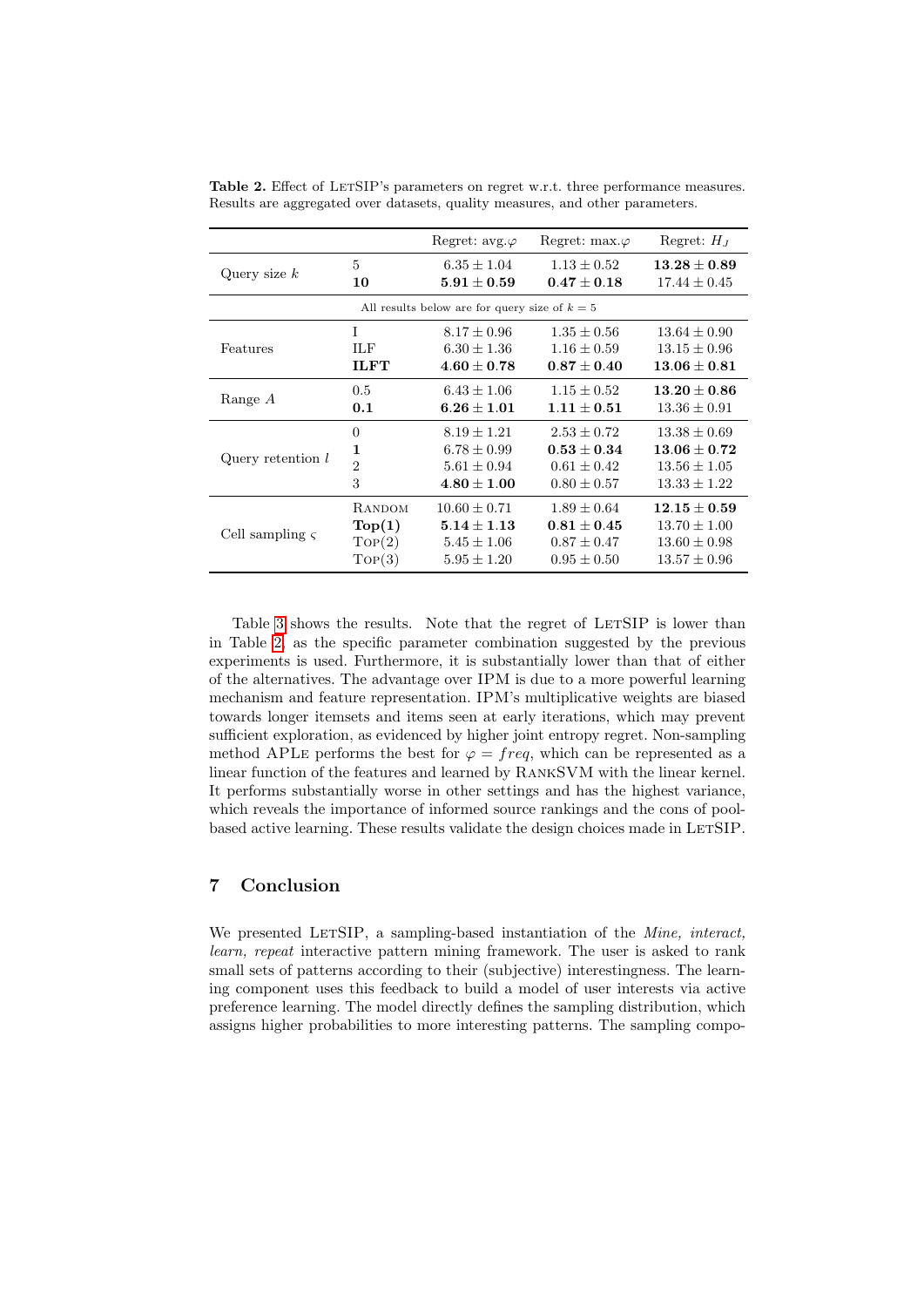**Table 2.** Effect of LetSIP's parameters on regret w.r.t. three performance measures. Results are aggregated over datasets, quality measures, and other parameters.

| | | Regret: avg.$\varphi$ | Regret: max.$\varphi$ | Regret: $H_J$ |
|---|---|---|---|---|
| Query size $k$ | 5 | $6.35 \pm 1.04$ | $1.13 \pm 0.52$ | $\mathbf{13.28 \pm 0.89}$ |
| | **10** | $\mathbf{5.91 \pm 0.59}$ | $\mathbf{0.47 \pm 0.18}$ | $17.44 \pm 0.45$ |
| All results below are for query size of $k = 5$ | | | | |
| Features | I | $8.17 \pm 0.96$ | $1.35 \pm 0.56$ | $13.64 \pm 0.90$ |
| | ILF | $6.30 \pm 1.36$ | $1.16 \pm 0.59$ | $13.15 \pm 0.96$ |
| | **ILFT** | $\mathbf{4.60 \pm 0.78}$ | $\mathbf{0.87 \pm 0.40}$ | $\mathbf{13.06 \pm 0.81}$ |
| Range $A$ | 0.5 | $6.43 \pm 1.06$ | $1.15 \pm 0.52$ | $\mathbf{13.20 \pm 0.86}$ |
| | **0.1** | $\mathbf{6.26 \pm 1.01}$ | $\mathbf{1.11 \pm 0.51}$ | $13.36 \pm 0.91$ |
| Query retention $l$ | 0 | $8.19 \pm 1.21$ | $2.53 \pm 0.72$ | $13.38 \pm 0.69$ |
| | **1** | $6.78 \pm 0.99$ | $\mathbf{0.53 \pm 0.34}$ | $\mathbf{13.06 \pm 0.72}$ |
| | 2 | $5.61 \pm 0.94$ | $0.61 \pm 0.42$ | $13.56 \pm 1.05$ |
| | 3 | $\mathbf{4.80 \pm 1.00}$ | $0.80 \pm 0.57$ | $13.33 \pm 1.22$ |
| Cell sampling $\varsigma$ | Random | $10.60 \pm 0.71$ | $1.89 \pm 0.64$ | $\mathbf{12.15 \pm 0.59}$ |
| | **Top(1)** | $\mathbf{5.14 \pm 1.13}$ | $\mathbf{0.81 \pm 0.45}$ | $13.70 \pm 1.00$ |
| | Top(2) | $5.45 \pm 1.06$ | $0.87 \pm 0.47$ | $13.60 \pm 0.98$ |
| | Top(3) | $5.95 \pm 1.20$ | $0.95 \pm 0.50$ | $13.57 \pm 0.96$ |

Table 3 shows the results. Note that the regret of LetSIP is lower than in Table 2, as the specific parameter combination suggested by the previous experiments is used. Furthermore, it is substantially lower than that of either of the alternatives. The advantage over IPM is due to a more powerful learning mechanism and feature representation. IPM's multiplicative weights are biased towards longer itemsets and items seen at early iterations, which may prevent sufficient exploration, as evidenced by higher joint entropy regret. Non-sampling method APLe performs the best for $\varphi = freq$, which can be represented as a linear function of the features and learned by RankSVM with the linear kernel. It performs substantially worse in other settings and has the highest variance, which reveals the importance of informed source rankings and the cons of pool-based active learning. These results validate the design choices made in LetSIP.

## 7 Conclusion

We presented LetSIP, a sampling-based instantiation of the *Mine, interact, learn, repeat* interactive pattern mining framework. The user is asked to rank small sets of patterns according to their (subjective) interestingness. The learning component uses this feedback to build a model of user interests via active preference learning. The model directly defines the sampling distribution, which assigns higher probabilities to more interesting patterns. The sampling compo-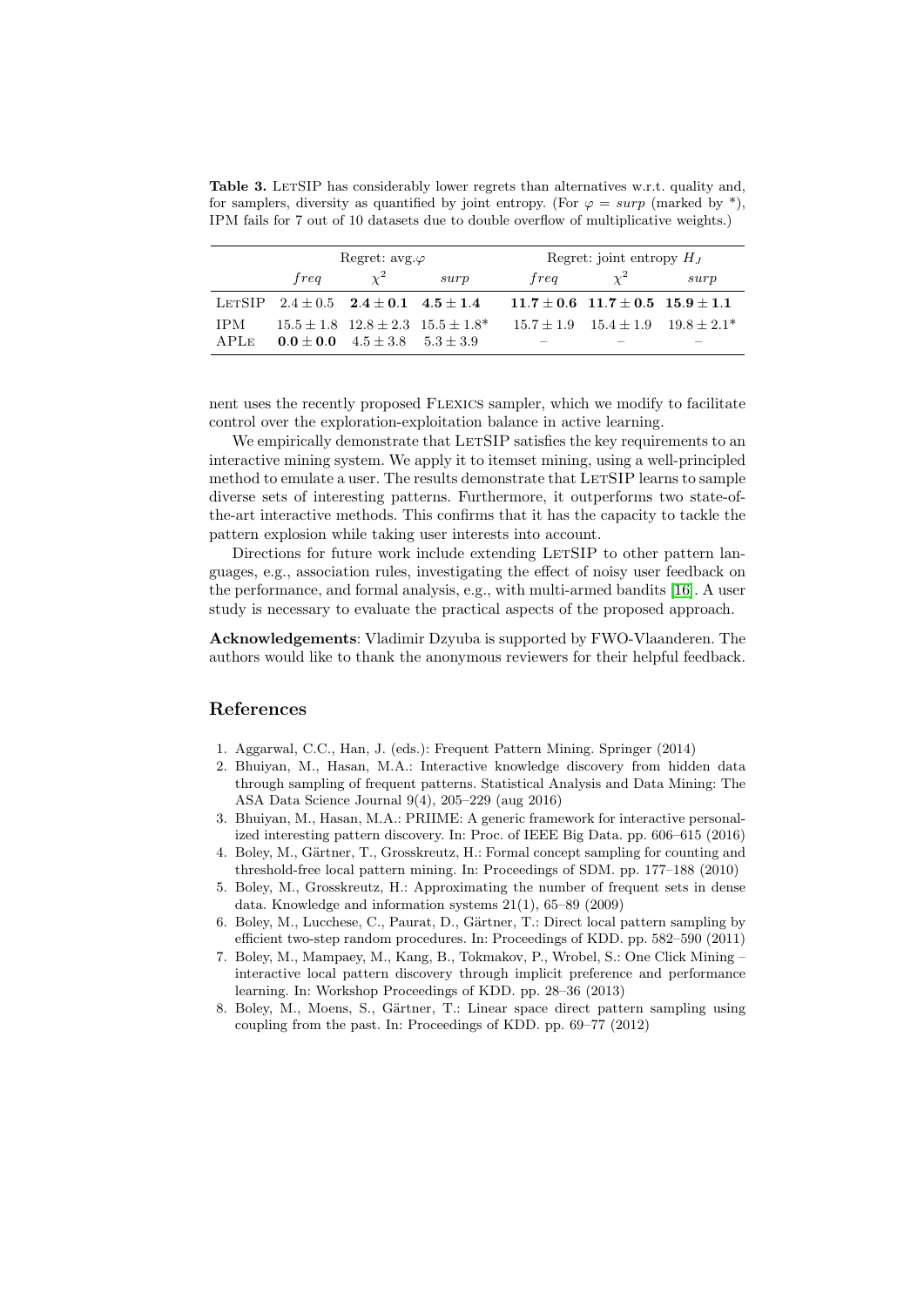**Table 3.** LetSIP has considerably lower regrets than alternatives w.r.t. quality and, for samplers, diversity as quantified by joint entropy. (For $\varphi = surp$ (marked by *), IPM fails for 7 out of 10 datasets due to double overflow of multiplicative weights.)

| | Regret: avg.$\varphi$ | | | Regret: joint entropy $H_J$ | | |
|---|---|---|---|---|---|---|
| | $freq$ | $\chi^2$ | $surp$ | $freq$ | $\chi^2$ | $surp$ |
| LetSIP | $2.4 \pm 0.5$ | $\mathbf{2.4 \pm 0.1}$ | $\mathbf{4.5 \pm 1.4}$ | $\mathbf{11.7 \pm 0.6}$ | $\mathbf{11.7 \pm 0.5}$ | $\mathbf{15.9 \pm 1.1}$ |
| IPM | $15.5 \pm 1.8$ | $12.8 \pm 2.3$ | $15.5 \pm 1.8$* | $15.7 \pm 1.9$ | $15.4 \pm 1.9$ | $19.8 \pm 2.1$* |
| APLe | $\mathbf{0.0 \pm 0.0}$ | $4.5 \pm 3.8$ | $5.3 \pm 3.9$ | – | – | – |

nent uses the recently proposed Flexics sampler, which we modify to facilitate control over the exploration-exploitation balance in active learning.

We empirically demonstrate that LetSIP satisfies the key requirements to an interactive mining system. We apply it to itemset mining, using a well-principled method to emulate a user. The results demonstrate that LetSIP learns to sample diverse sets of interesting patterns. Furthermore, it outperforms two state-of-the-art interactive methods. This confirms that it has the capacity to tackle the pattern explosion while taking user interests into account.

Directions for future work include extending LetSIP to other pattern languages, e.g., association rules, investigating the effect of noisy user feedback on the performance, and formal analysis, e.g., with multi-armed bandits [16]. A user study is necessary to evaluate the practical aspects of the proposed approach.

**Acknowledgements**: Vladimir Dzyuba is supported by FWO-Vlaanderen. The authors would like to thank the anonymous reviewers for their helpful feedback.

## References

1. Aggarwal, C.C., Han, J. (eds.): Frequent Pattern Mining. Springer (2014)
2. Bhuiyan, M., Hasan, M.A.: Interactive knowledge discovery from hidden data through sampling of frequent patterns. Statistical Analysis and Data Mining: The ASA Data Science Journal 9(4), 205–229 (aug 2016)
3. Bhuiyan, M., Hasan, M.A.: PRIIME: A generic framework for interactive personalized interesting pattern discovery. In: Proc. of IEEE Big Data. pp. 606–615 (2016)
4. Boley, M., Gärtner, T., Grosskreutz, H.: Formal concept sampling for counting and threshold-free local pattern mining. In: Proceedings of SDM. pp. 177–188 (2010)
5. Boley, M., Grosskreutz, H.: Approximating the number of frequent sets in dense data. Knowledge and information systems 21(1), 65–89 (2009)
6. Boley, M., Lucchese, C., Paurat, D., Gärtner, T.: Direct local pattern sampling by efficient two-step random procedures. In: Proceedings of KDD. pp. 582–590 (2011)
7. Boley, M., Mampaey, M., Kang, B., Tokmakov, P., Wrobel, S.: One Click Mining – interactive local pattern discovery through implicit preference and performance learning. In: Workshop Proceedings of KDD. pp. 28–36 (2013)
8. Boley, M., Moens, S., Gärtner, T.: Linear space direct pattern sampling using coupling from the past. In: Proceedings of KDD. pp. 69–77 (2012)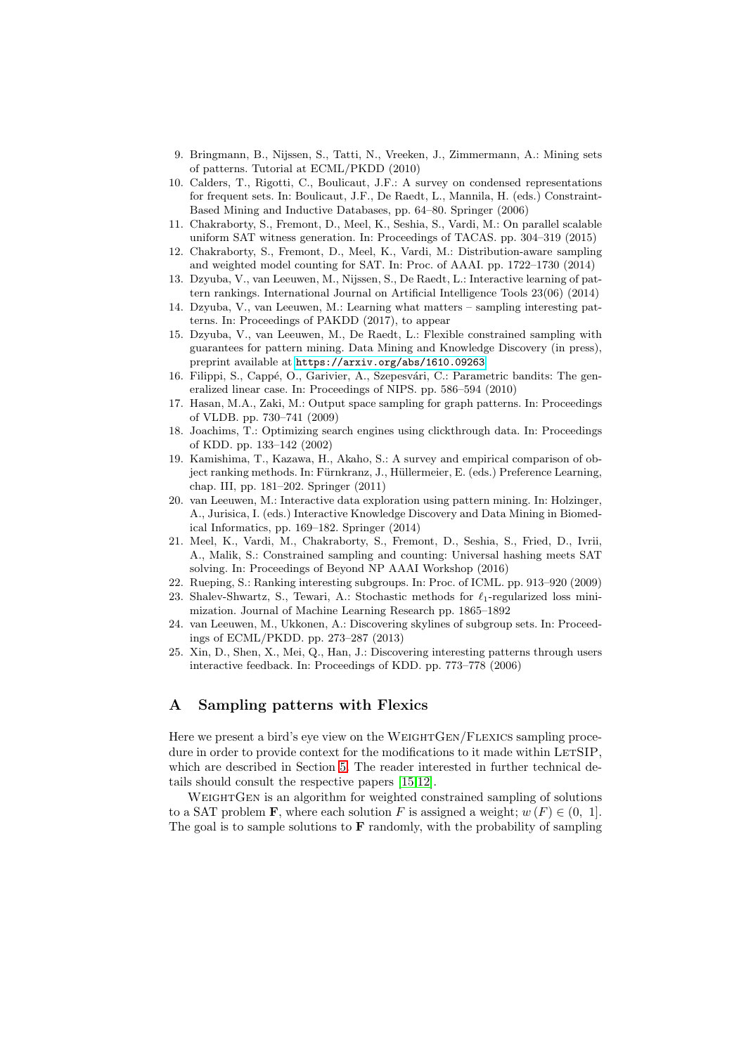9. Bringmann, B., Nijssen, S., Tatti, N., Vreeken, J., Zimmermann, A.: Mining sets of patterns. Tutorial at ECML/PKDD (2010)
10. Calders, T., Rigotti, C., Boulicaut, J.F.: A survey on condensed representations for frequent sets. In: Boulicaut, J.F., De Raedt, L., Mannila, H. (eds.) Constraint-Based Mining and Inductive Databases, pp. 64–80. Springer (2006)
11. Chakraborty, S., Fremont, D., Meel, K., Seshia, S., Vardi, M.: On parallel scalable uniform SAT witness generation. In: Proceedings of TACAS. pp. 304–319 (2015)
12. Chakraborty, S., Fremont, D., Meel, K., Vardi, M.: Distribution-aware sampling and weighted model counting for SAT. In: Proc. of AAAI. pp. 1722–1730 (2014)
13. Dzyuba, V., van Leeuwen, M., Nijssen, S., De Raedt, L.: Interactive learning of pattern rankings. International Journal on Artificial Intelligence Tools 23(06) (2014)
14. Dzyuba, V., van Leeuwen, M.: Learning what matters – sampling interesting patterns. In: Proceedings of PAKDD (2017), to appear
15. Dzyuba, V., van Leeuwen, M., De Raedt, L.: Flexible constrained sampling with guarantees for pattern mining. Data Mining and Knowledge Discovery (in press), preprint available at https://arxiv.org/abs/1610.09263
16. Filippi, S., Cappé, O., Garivier, A., Szepesvári, C.: Parametric bandits: The generalized linear case. In: Proceedings of NIPS. pp. 586–594 (2010)
17. Hasan, M.A., Zaki, M.: Output space sampling for graph patterns. In: Proceedings of VLDB. pp. 730–741 (2009)
18. Joachims, T.: Optimizing search engines using clickthrough data. In: Proceedings of KDD. pp. 133–142 (2002)
19. Kamishima, T., Kazawa, H., Akaho, S.: A survey and empirical comparison of object ranking methods. In: Fürnkranz, J., Hüllermeier, E. (eds.) Preference Learning, chap. III, pp. 181–202. Springer (2011)
20. van Leeuwen, M.: Interactive data exploration using pattern mining. In: Holzinger, A., Jurisica, I. (eds.) Interactive Knowledge Discovery and Data Mining in Biomedical Informatics, pp. 169–182. Springer (2014)
21. Meel, K., Vardi, M., Chakraborty, S., Fremont, D., Seshia, S., Fried, D., Ivrii, A., Malik, S.: Constrained sampling and counting: Universal hashing meets SAT solving. In: Proceedings of Beyond NP AAAI Workshop (2016)
22. Rueping, S.: Ranking interesting subgroups. In: Proc. of ICML. pp. 913–920 (2009)
23. Shalev-Shwartz, S., Tewari, A.: Stochastic methods for $\ell_1$-regularized loss minimization. Journal of Machine Learning Research pp. 1865–1892
24. van Leeuwen, M., Ukkonen, A.: Discovering skylines of subgroup sets. In: Proceedings of ECML/PKDD. pp. 273–287 (2013)
25. Xin, D., Shen, X., Mei, Q., Han, J.: Discovering interesting patterns through users interactive feedback. In: Proceedings of KDD. pp. 773–778 (2006)

## A Sampling patterns with Flexics

Here we present a bird's eye view on the WeightGen/Flexics sampling procedure in order to provide context for the modifications to it made within LetSIP, which are described in Section 5. The reader interested in further technical details should consult the respective papers [15,12].

WeightGen is an algorithm for weighted constrained sampling of solutions to a SAT problem $\mathbf{F}$, where each solution $F$ is assigned a weight; $w(F) \in (0,\ 1]$. The goal is to sample solutions to $\mathbf{F}$ randomly, with the probability of sampling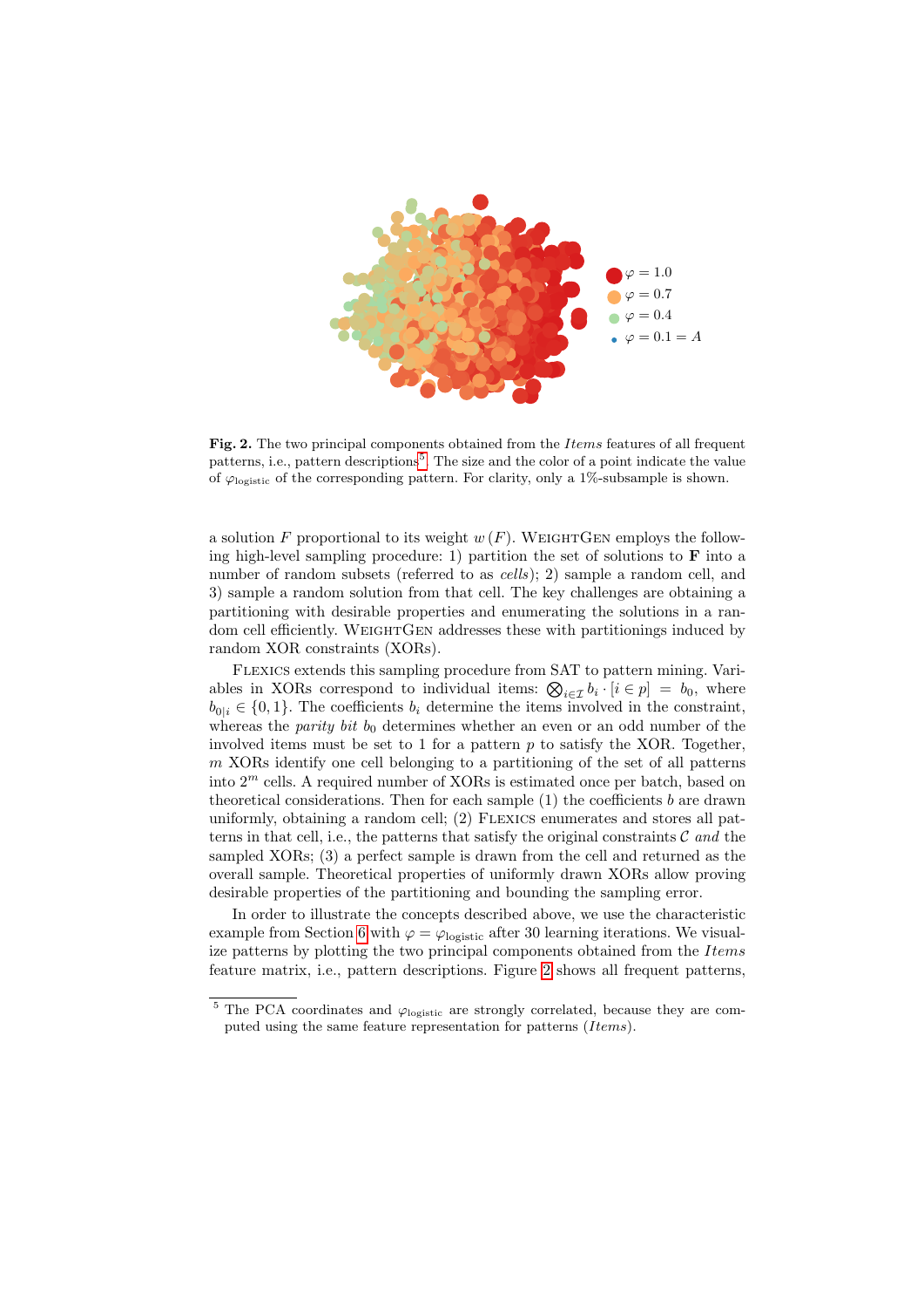**Fig. 2.** The two principal components obtained from the *Items* features of all frequent patterns, i.e., pattern descriptions[5]. The size and the color of a point indicate the value of $\varphi_{\text{logistic}}$ of the corresponding pattern. For clarity, only a 1%-subsample is shown.

a solution $F$ proportional to its weight $w(F)$. WeightGen employs the following high-level sampling procedure: 1) partition the set of solutions to $\mathbf{F}$ into a number of random subsets (referred to as *cells*); 2) sample a random cell, and 3) sample a random solution from that cell. The key challenges are obtaining a partitioning with desirable properties and enumerating the solutions in a random cell efficiently. WeightGen addresses these with partitionings induced by random XOR constraints (XORs).

Flexics extends this sampling procedure from SAT to pattern mining. Variables in XORs correspond to individual items: $\bigotimes_{i \in \mathcal{I}} b_i \cdot [i \in p] = b_0$, where $b_{0|i} \in \{0, 1\}$. The coefficients $b_i$ determine the items involved in the constraint, whereas the *parity bit* $b_0$ determines whether an even or an odd number of the involved items must be set to 1 for a pattern $p$ to satisfy the XOR. Together, $m$ XORs identify one cell belonging to a partitioning of the set of all patterns into $2^m$ cells. A required number of XORs is estimated once per batch, based on theoretical considerations. Then for each sample (1) the coefficients $b$ are drawn uniformly, obtaining a random cell; (2) Flexics enumerates and stores all patterns in that cell, i.e., the patterns that satisfy the original constraints $\mathcal{C}$ *and* the sampled XORs; (3) a perfect sample is drawn from the cell and returned as the overall sample. Theoretical properties of uniformly drawn XORs allow proving desirable properties of the partitioning and bounding the sampling error.

In order to illustrate the concepts described above, we use the characteristic example from Section 6 with $\varphi = \varphi_{\text{logistic}}$ after 30 learning iterations. We visualize patterns by plotting the two principal components obtained from the *Items* feature matrix, i.e., pattern descriptions. Figure 2 shows all frequent patterns,

[5] The PCA coordinates and $\varphi_{\text{logistic}}$ are strongly correlated, because they are computed using the same feature representation for patterns (*Items*).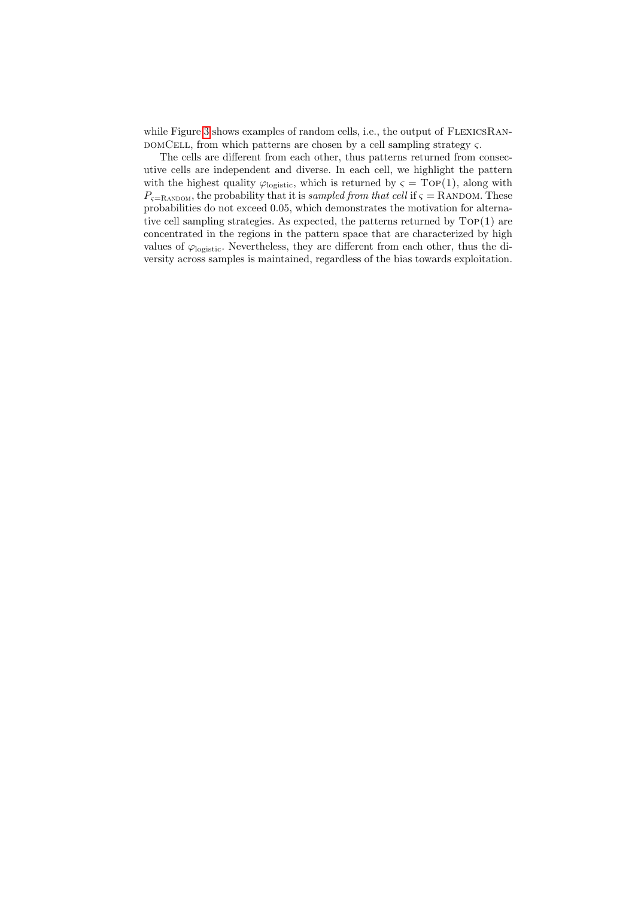while Figure 3 shows examples of random cells, i.e., the output of FlexicsRandomCell, from which patterns are chosen by a cell sampling strategy $\varsigma$.

The cells are different from each other, thus patterns returned from consecutive cells are independent and diverse. In each cell, we highlight the pattern with the highest quality $\varphi_{\text{logistic}}$, which is returned by $\varsigma = \text{Top}(1)$, along with $P_{\varsigma=\text{Random}}$, the probability that it is *sampled from that cell* if $\varsigma = \text{Random}$. These probabilities do not exceed 0.05, which demonstrates the motivation for alternative cell sampling strategies. As expected, the patterns returned by $\text{Top}(1)$ are concentrated in the regions in the pattern space that are characterized by high values of $\varphi_{\text{logistic}}$. Nevertheless, they are different from each other, thus the diversity across samples is maintained, regardless of the bias towards exploitation.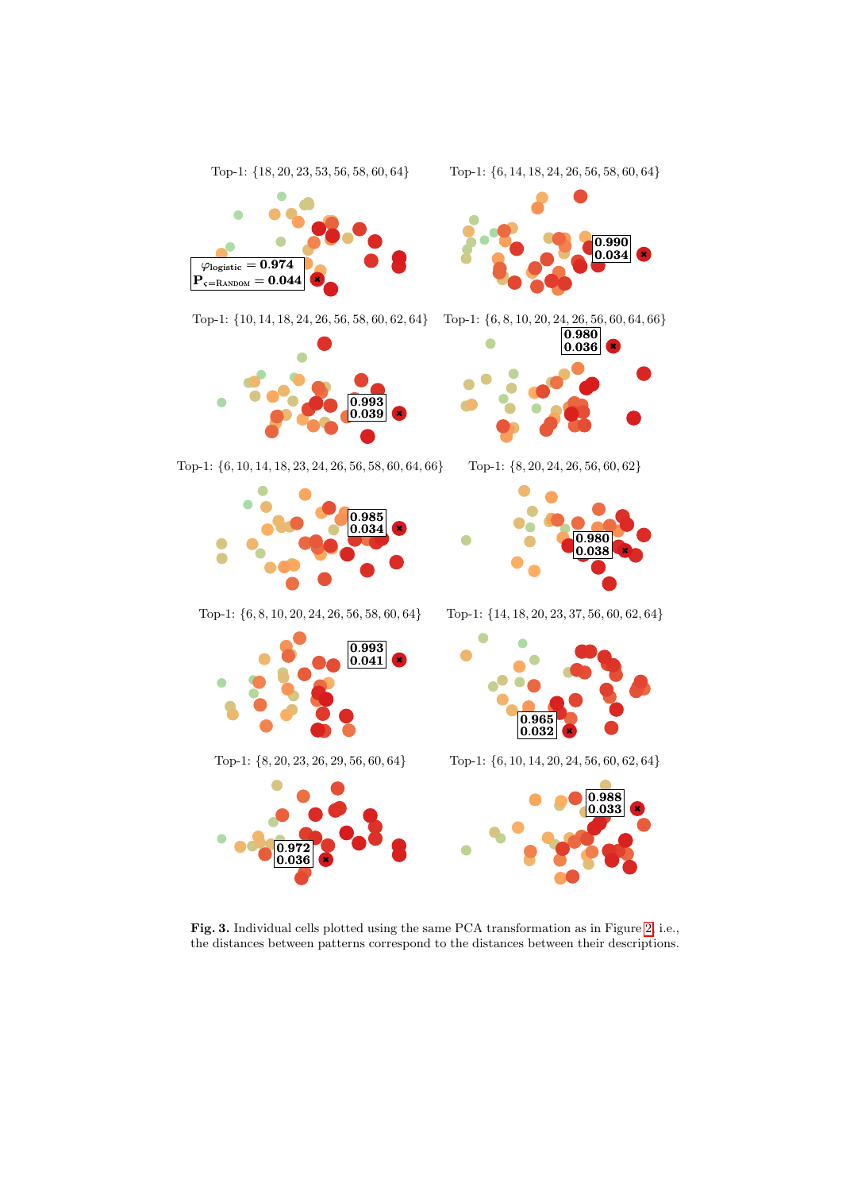Top-1: {18, 20, 23, 53, 56, 58, 60, 64}

$\varphi_{\text{logistic}} = \mathbf{0.974}$
$\mathbf{P}_{\varsigma=\text{RANDOM}} = \mathbf{0.044}$

Top-1: {6, 14, 18, 24, 26, 56, 58, 60, 64}

**0.990**
**0.034**

Top-1: {10, 14, 18, 24, 26, 56, 58, 60, 62, 64}

**0.993**
**0.039**

Top-1: {6, 8, 10, 20, 24, 26, 56, 60, 64, 66}

**0.980**
**0.036**

Top-1: {6, 10, 14, 18, 23, 24, 26, 56, 58, 60, 64, 66}

**0.985**
**0.034**

Top-1: {8, 20, 24, 26, 56, 60, 62}

**0.980**
**0.038**

Top-1: {6, 8, 10, 20, 24, 26, 56, 58, 60, 64}

**0.993**
**0.041**

Top-1: {14, 18, 20, 23, 37, 56, 60, 62, 64}

**0.965**
**0.032**

Top-1: {8, 20, 23, 26, 29, 56, 60, 64}

**0.972**
**0.036**

Top-1: {6, 10, 14, 20, 24, 56, 60, 62, 64}

**0.988**
**0.033**

**Fig. 3.** Individual cells plotted using the same PCA transformation as in Figure 2, i.e., the distances between patterns correspond to the distances between their descriptions.